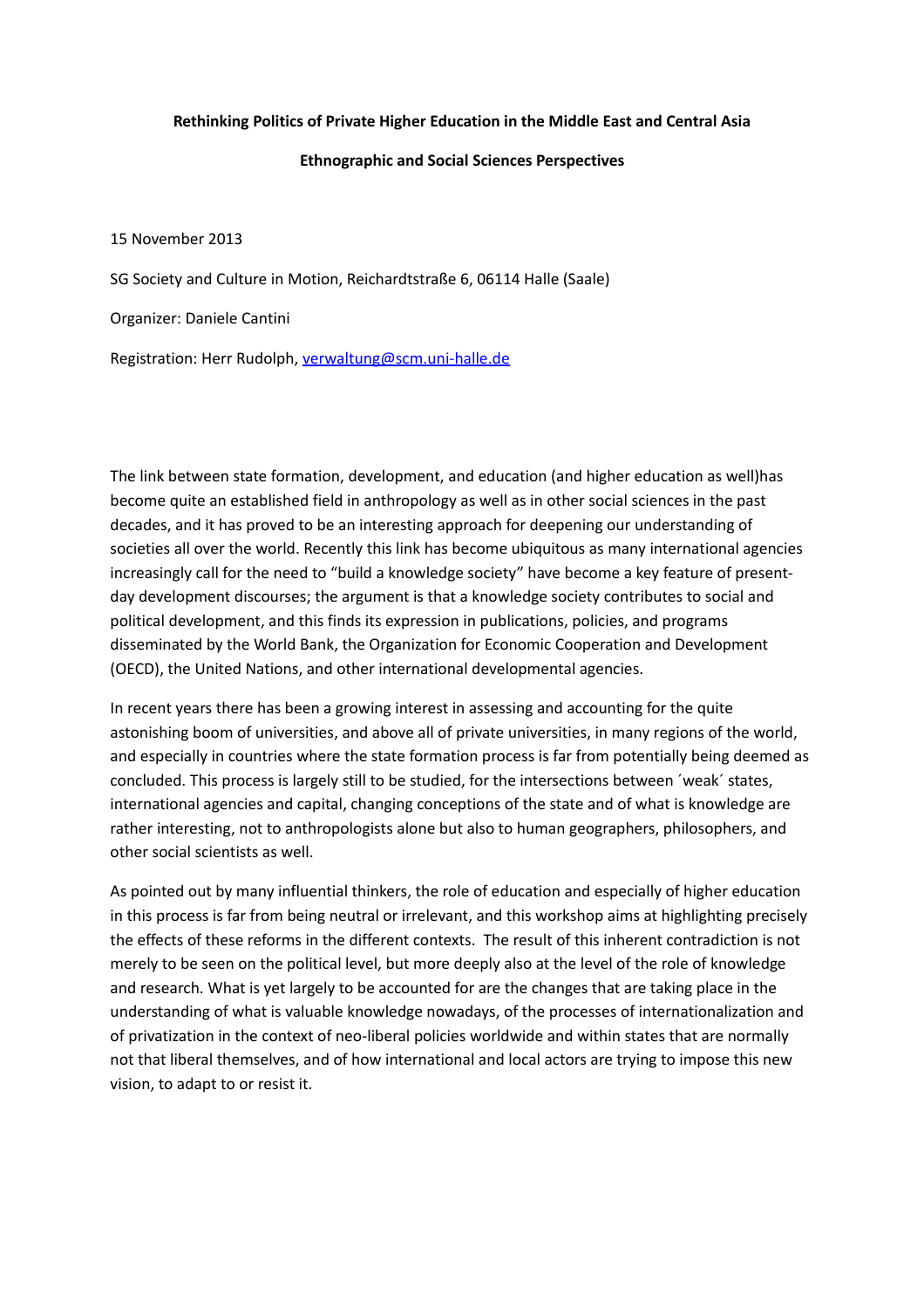**Rethinking Politics of Private Higher Education in the Middle East and Central Asia**

**Ethnographic and Social Sciences Perspectives**

15 November 2013

SG Society and Culture in Motion, Reichardtstraße 6, 06114 Halle (Saale)

Organizer: Daniele Cantini

Registration: Herr Rudolph, verwaltung@scm.uni-halle.de

The link between state formation, development, and education (and higher education as well)has become quite an established field in anthropology as well as in other social sciences in the past decades, and it has proved to be an interesting approach for deepening our understanding of societies all over the world. Recently this link has become ubiquitous as many international agencies increasingly call for the need to "build a knowledge society" have become a key feature of present-day development discourses; the argument is that a knowledge society contributes to social and political development, and this finds its expression in publications, policies, and programs disseminated by the World Bank, the Organization for Economic Cooperation and Development (OECD), the United Nations, and other international developmental agencies.

In recent years there has been a growing interest in assessing and accounting for the quite astonishing boom of universities, and above all of private universities, in many regions of the world, and especially in countries where the state formation process is far from potentially being deemed as concluded. This process is largely still to be studied, for the intersections between ´weak´ states, international agencies and capital, changing conceptions of the state and of what is knowledge are rather interesting, not to anthropologists alone but also to human geographers, philosophers, and other social scientists as well.

As pointed out by many influential thinkers, the role of education and especially of higher education in this process is far from being neutral or irrelevant, and this workshop aims at highlighting precisely the effects of these reforms in the different contexts. The result of this inherent contradiction is not merely to be seen on the political level, but more deeply also at the level of the role of knowledge and research. What is yet largely to be accounted for are the changes that are taking place in the understanding of what is valuable knowledge nowadays, of the processes of internationalization and of privatization in the context of neo-liberal policies worldwide and within states that are normally not that liberal themselves, and of how international and local actors are trying to impose this new vision, to adapt to or resist it.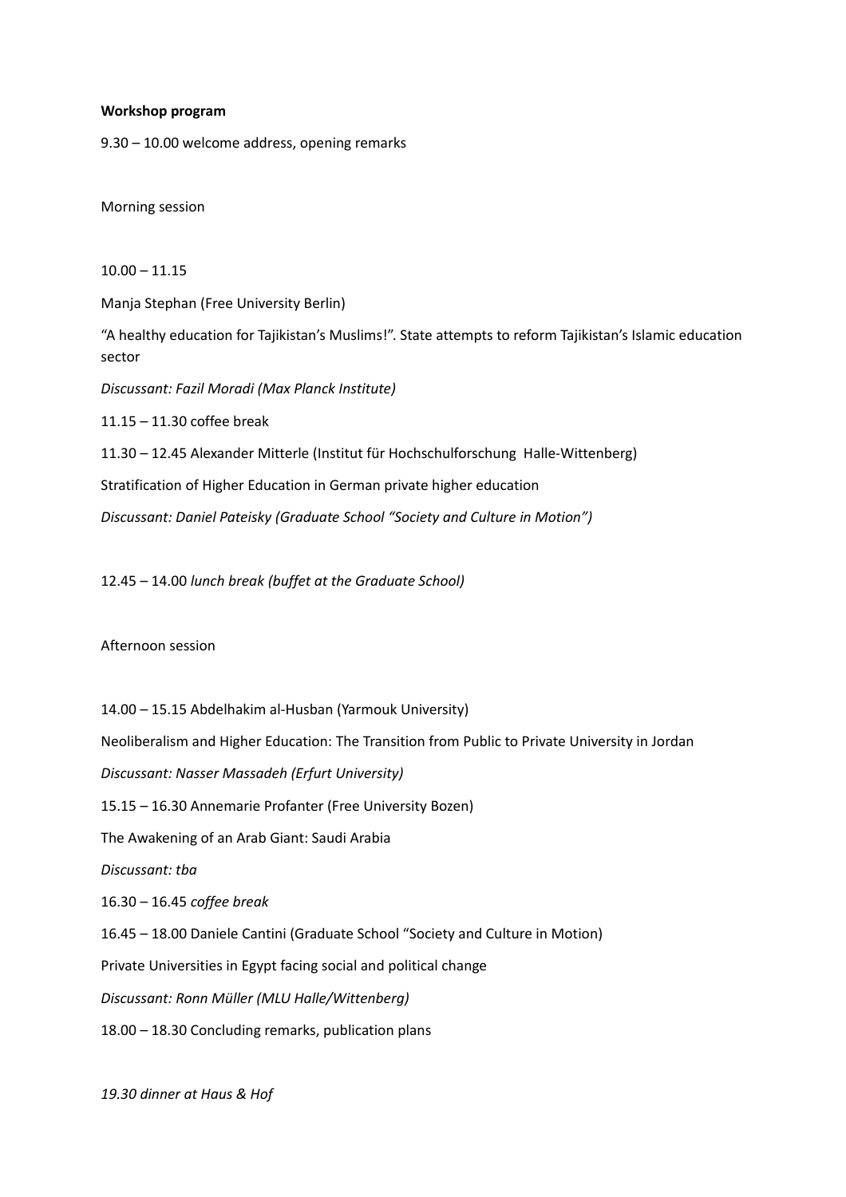**Workshop program**

9.30 – 10.00 welcome address, opening remarks

Morning session

10.00 – 11.15

Manja Stephan (Free University Berlin)

"A healthy education for Tajikistan's Muslims!". State attempts to reform Tajikistan's Islamic education sector

*Discussant: Fazil Moradi (Max Planck Institute)*

11.15 – 11.30 coffee break

11.30 – 12.45 Alexander Mitterle (Institut für Hochschulforschung Halle-Wittenberg)

Stratification of Higher Education in German private higher education

*Discussant: Daniel Pateisky (Graduate School "Society and Culture in Motion")*

12.45 – 14.00 *lunch break (buffet at the Graduate School)*

Afternoon session

14.00 – 15.15 Abdelhakim al-Husban (Yarmouk University)

Neoliberalism and Higher Education: The Transition from Public to Private University in Jordan

*Discussant: Nasser Massadeh (Erfurt University)*

15.15 – 16.30 Annemarie Profanter (Free University Bozen)

The Awakening of an Arab Giant: Saudi Arabia

*Discussant: tba*

16.30 – 16.45 *coffee break*

16.45 – 18.00 Daniele Cantini (Graduate School "Society and Culture in Motion)

Private Universities in Egypt facing social and political change

*Discussant: Ronn Müller (MLU Halle/Wittenberg)*

18.00 – 18.30 Concluding remarks, publication plans

*19.30 dinner at Haus & Hof*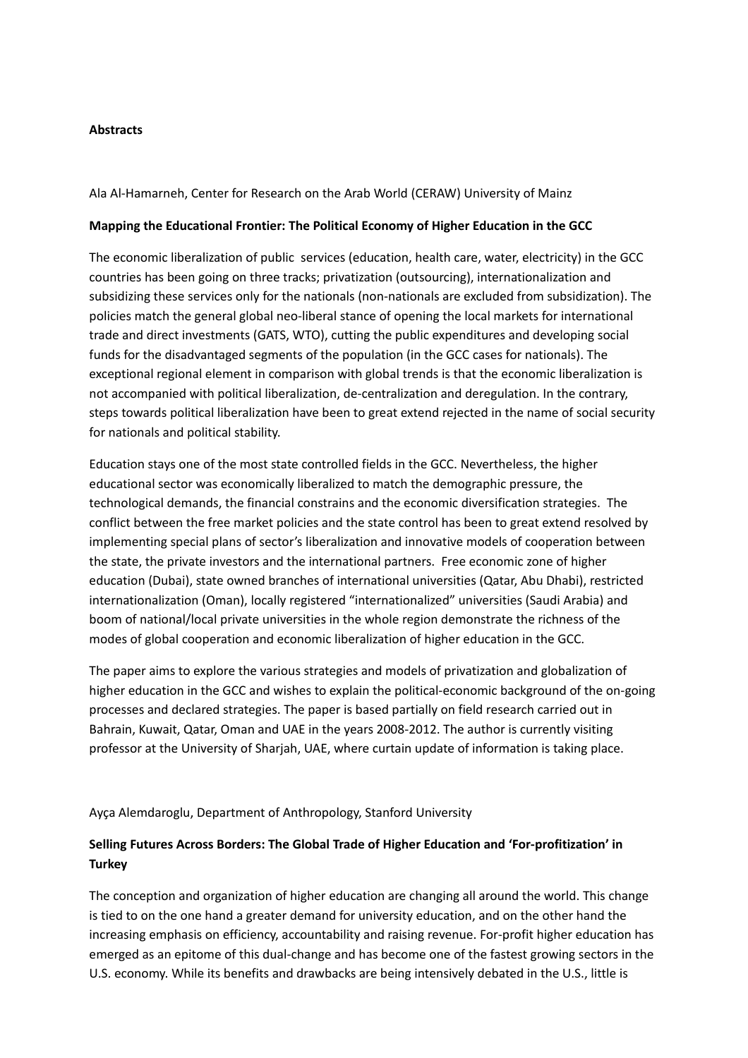**Abstracts**

Ala Al-Hamarneh, Center for Research on the Arab World (CERAW) University of Mainz

**Mapping the Educational Frontier: The Political Economy of Higher Education in the GCC**

The economic liberalization of public services (education, health care, water, electricity) in the GCC countries has been going on three tracks; privatization (outsourcing), internationalization and subsidizing these services only for the nationals (non-nationals are excluded from subsidization). The policies match the general global neo-liberal stance of opening the local markets for international trade and direct investments (GATS, WTO), cutting the public expenditures and developing social funds for the disadvantaged segments of the population (in the GCC cases for nationals). The exceptional regional element in comparison with global trends is that the economic liberalization is not accompanied with political liberalization, de-centralization and deregulation. In the contrary, steps towards political liberalization have been to great extend rejected in the name of social security for nationals and political stability.

Education stays one of the most state controlled fields in the GCC. Nevertheless, the higher educational sector was economically liberalized to match the demographic pressure, the technological demands, the financial constrains and the economic diversification strategies. The conflict between the free market policies and the state control has been to great extend resolved by implementing special plans of sector's liberalization and innovative models of cooperation between the state, the private investors and the international partners. Free economic zone of higher education (Dubai), state owned branches of international universities (Qatar, Abu Dhabi), restricted internationalization (Oman), locally registered "internationalized" universities (Saudi Arabia) and boom of national/local private universities in the whole region demonstrate the richness of the modes of global cooperation and economic liberalization of higher education in the GCC.

The paper aims to explore the various strategies and models of privatization and globalization of higher education in the GCC and wishes to explain the political-economic background of the on-going processes and declared strategies. The paper is based partially on field research carried out in Bahrain, Kuwait, Qatar, Oman and UAE in the years 2008-2012. The author is currently visiting professor at the University of Sharjah, UAE, where curtain update of information is taking place.

Ayça Alemdaroglu, Department of Anthropology, Stanford University

**Selling Futures Across Borders: The Global Trade of Higher Education and 'For-profitization' in Turkey**

The conception and organization of higher education are changing all around the world. This change is tied to on the one hand a greater demand for university education, and on the other hand the increasing emphasis on efficiency, accountability and raising revenue. For-profit higher education has emerged as an epitome of this dual-change and has become one of the fastest growing sectors in the U.S. economy. While its benefits and drawbacks are being intensively debated in the U.S., little is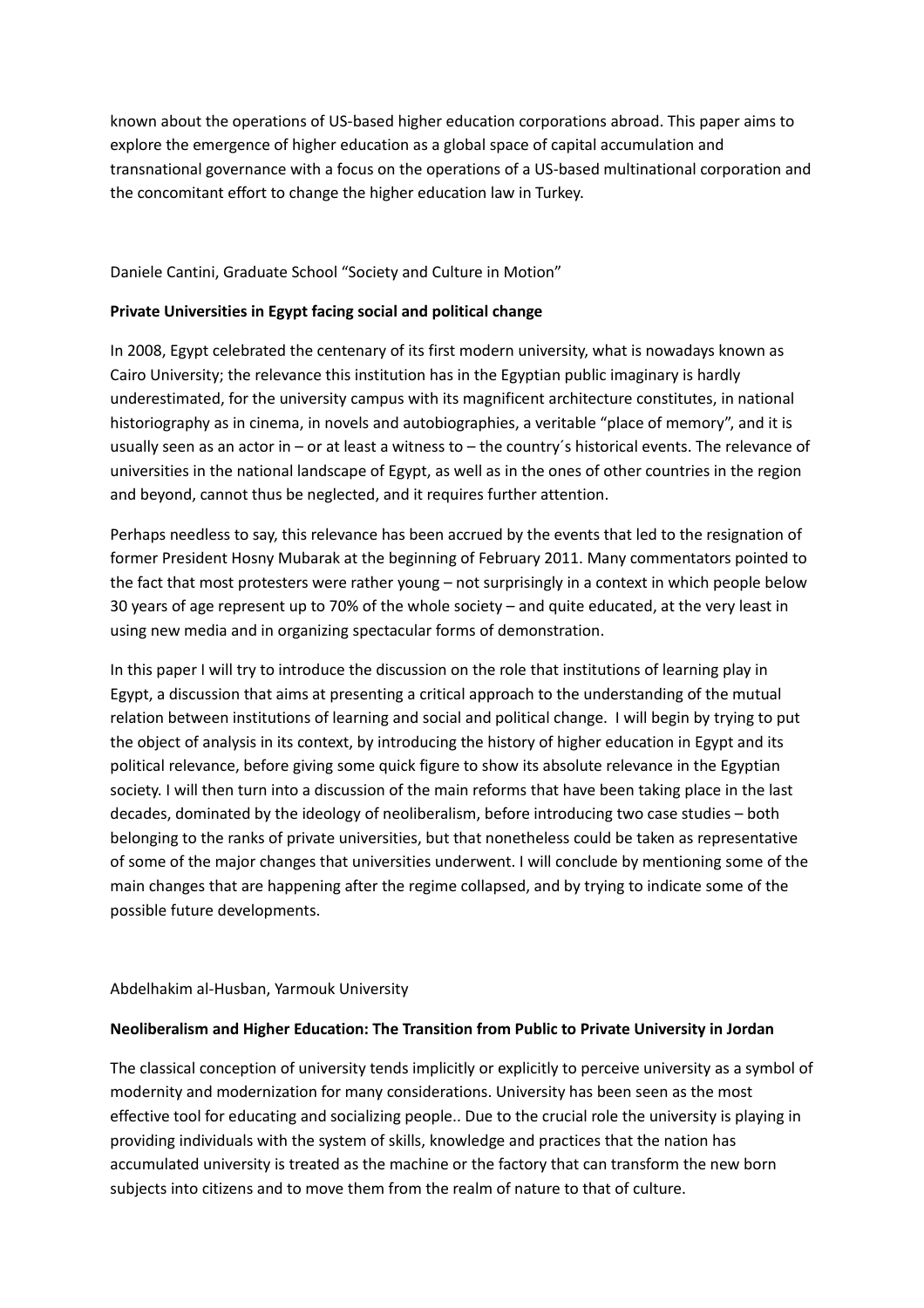known about the operations of US-based higher education corporations abroad. This paper aims to explore the emergence of higher education as a global space of capital accumulation and transnational governance with a focus on the operations of a US-based multinational corporation and the concomitant effort to change the higher education law in Turkey.

Daniele Cantini, Graduate School "Society and Culture in Motion"

**Private Universities in Egypt facing social and political change**

In 2008, Egypt celebrated the centenary of its first modern university, what is nowadays known as Cairo University; the relevance this institution has in the Egyptian public imaginary is hardly underestimated, for the university campus with its magnificent architecture constitutes, in national historiography as in cinema, in novels and autobiographies, a veritable "place of memory", and it is usually seen as an actor in – or at least a witness to – the country´s historical events. The relevance of universities in the national landscape of Egypt, as well as in the ones of other countries in the region and beyond, cannot thus be neglected, and it requires further attention.

Perhaps needless to say, this relevance has been accrued by the events that led to the resignation of former President Hosny Mubarak at the beginning of February 2011. Many commentators pointed to the fact that most protesters were rather young – not surprisingly in a context in which people below 30 years of age represent up to 70% of the whole society – and quite educated, at the very least in using new media and in organizing spectacular forms of demonstration.

In this paper I will try to introduce the discussion on the role that institutions of learning play in Egypt, a discussion that aims at presenting a critical approach to the understanding of the mutual relation between institutions of learning and social and political change. I will begin by trying to put the object of analysis in its context, by introducing the history of higher education in Egypt and its political relevance, before giving some quick figure to show its absolute relevance in the Egyptian society. I will then turn into a discussion of the main reforms that have been taking place in the last decades, dominated by the ideology of neoliberalism, before introducing two case studies – both belonging to the ranks of private universities, but that nonetheless could be taken as representative of some of the major changes that universities underwent. I will conclude by mentioning some of the main changes that are happening after the regime collapsed, and by trying to indicate some of the possible future developments.

Abdelhakim al-Husban, Yarmouk University

**Neoliberalism and Higher Education: The Transition from Public to Private University in Jordan**

The classical conception of university tends implicitly or explicitly to perceive university as a symbol of modernity and modernization for many considerations. University has been seen as the most effective tool for educating and socializing people.. Due to the crucial role the university is playing in providing individuals with the system of skills, knowledge and practices that the nation has accumulated university is treated as the machine or the factory that can transform the new born subjects into citizens and to move them from the realm of nature to that of culture.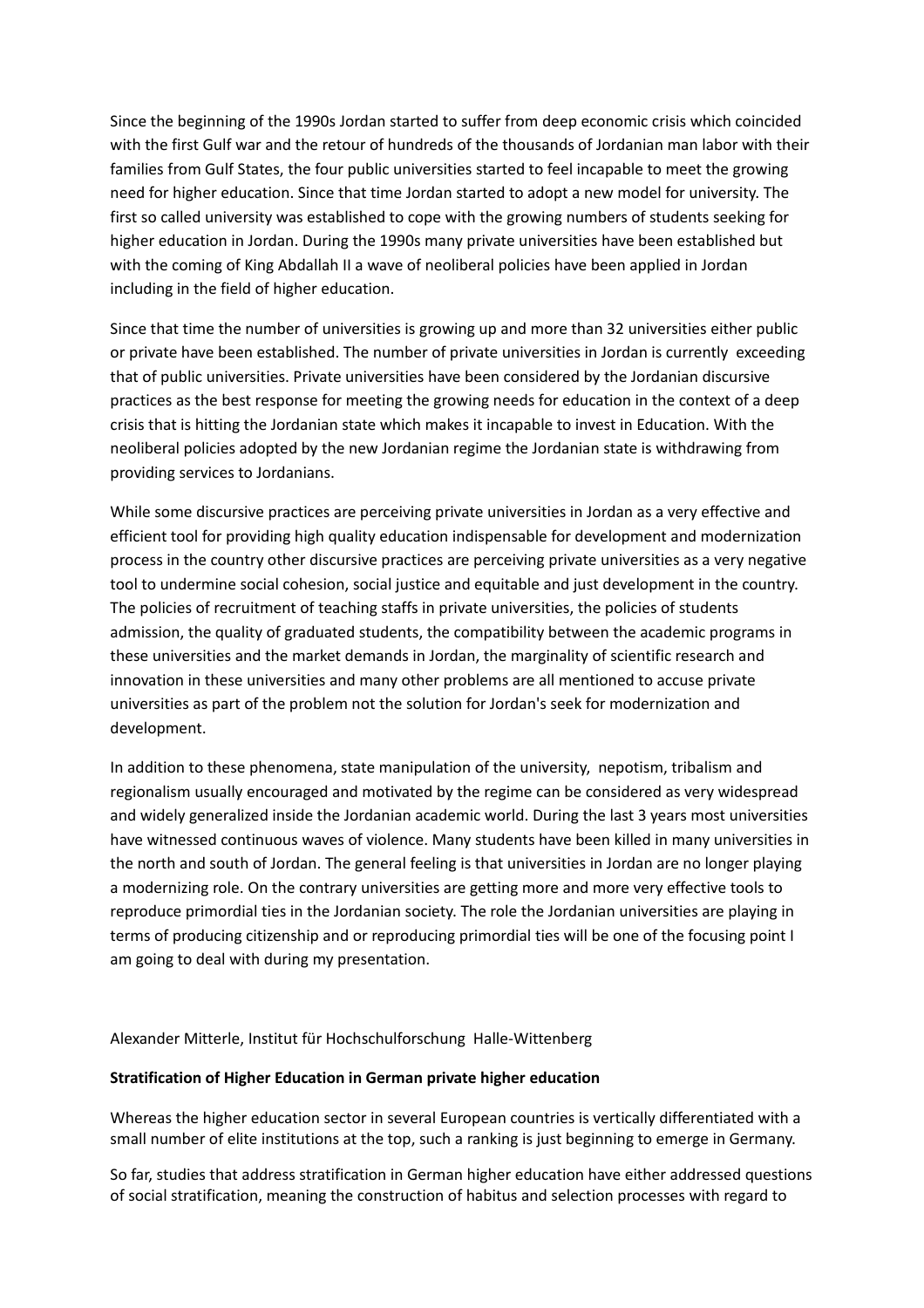Since the beginning of the 1990s Jordan started to suffer from deep economic crisis which coincided with the first Gulf war and the retour of hundreds of the thousands of Jordanian man labor with their families from Gulf States, the four public universities started to feel incapable to meet the growing need for higher education. Since that time Jordan started to adopt a new model for university. The first so called university was established to cope with the growing numbers of students seeking for higher education in Jordan. During the 1990s many private universities have been established but with the coming of King Abdallah II a wave of neoliberal policies have been applied in Jordan including in the field of higher education.

Since that time the number of universities is growing up and more than 32 universities either public or private have been established. The number of private universities in Jordan is currently exceeding that of public universities. Private universities have been considered by the Jordanian discursive practices as the best response for meeting the growing needs for education in the context of a deep crisis that is hitting the Jordanian state which makes it incapable to invest in Education. With the neoliberal policies adopted by the new Jordanian regime the Jordanian state is withdrawing from providing services to Jordanians.

While some discursive practices are perceiving private universities in Jordan as a very effective and efficient tool for providing high quality education indispensable for development and modernization process in the country other discursive practices are perceiving private universities as a very negative tool to undermine social cohesion, social justice and equitable and just development in the country. The policies of recruitment of teaching staffs in private universities, the policies of students admission, the quality of graduated students, the compatibility between the academic programs in these universities and the market demands in Jordan, the marginality of scientific research and innovation in these universities and many other problems are all mentioned to accuse private universities as part of the problem not the solution for Jordan's seek for modernization and development.

In addition to these phenomena, state manipulation of the university, nepotism, tribalism and regionalism usually encouraged and motivated by the regime can be considered as very widespread and widely generalized inside the Jordanian academic world. During the last 3 years most universities have witnessed continuous waves of violence. Many students have been killed in many universities in the north and south of Jordan. The general feeling is that universities in Jordan are no longer playing a modernizing role. On the contrary universities are getting more and more very effective tools to reproduce primordial ties in the Jordanian society. The role the Jordanian universities are playing in terms of producing citizenship and or reproducing primordial ties will be one of the focusing point I am going to deal with during my presentation.

Alexander Mitterle, Institut für Hochschulforschung Halle-Wittenberg

**Stratification of Higher Education in German private higher education**

Whereas the higher education sector in several European countries is vertically differentiated with a small number of elite institutions at the top, such a ranking is just beginning to emerge in Germany.

So far, studies that address stratification in German higher education have either addressed questions of social stratification, meaning the construction of habitus and selection processes with regard to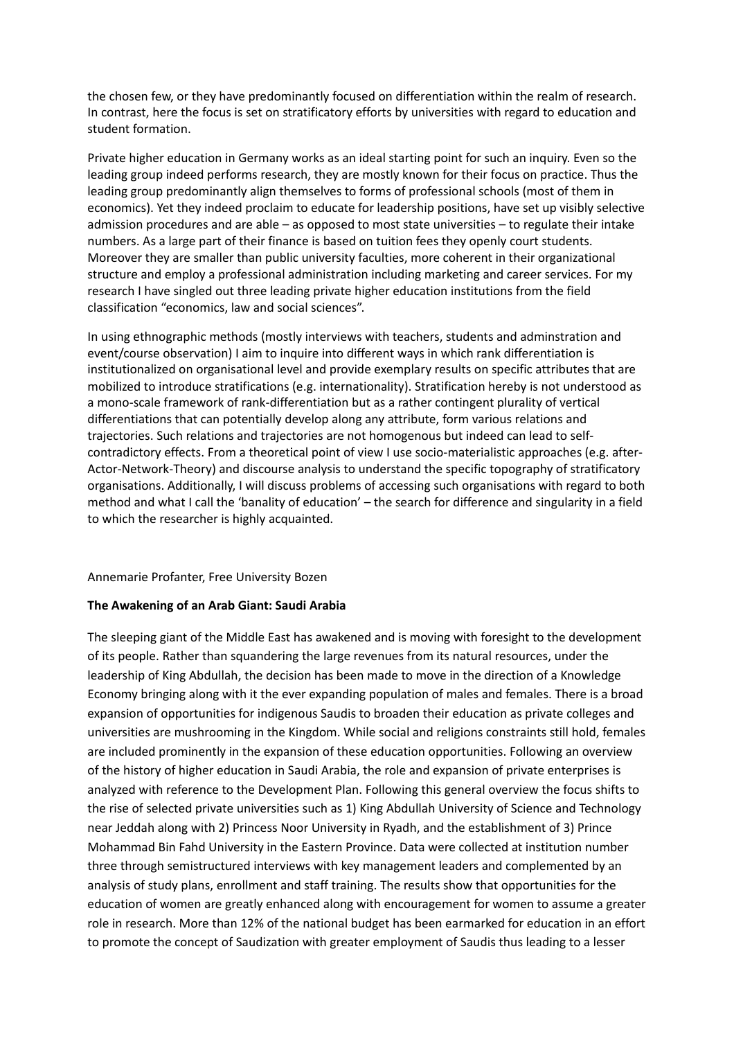the chosen few, or they have predominantly focused on differentiation within the realm of research. In contrast, here the focus is set on stratificatory efforts by universities with regard to education and student formation.

Private higher education in Germany works as an ideal starting point for such an inquiry. Even so the leading group indeed performs research, they are mostly known for their focus on practice. Thus the leading group predominantly align themselves to forms of professional schools (most of them in economics). Yet they indeed proclaim to educate for leadership positions, have set up visibly selective admission procedures and are able – as opposed to most state universities – to regulate their intake numbers. As a large part of their finance is based on tuition fees they openly court students. Moreover they are smaller than public university faculties, more coherent in their organizational structure and employ a professional administration including marketing and career services. For my research I have singled out three leading private higher education institutions from the field classification "economics, law and social sciences".

In using ethnographic methods (mostly interviews with teachers, students and adminstration and event/course observation) I aim to inquire into different ways in which rank differentiation is institutionalized on organisational level and provide exemplary results on specific attributes that are mobilized to introduce stratifications (e.g. internationality). Stratification hereby is not understood as a mono-scale framework of rank-differentiation but as a rather contingent plurality of vertical differentiations that can potentially develop along any attribute, form various relations and trajectories. Such relations and trajectories are not homogenous but indeed can lead to self-contradictory effects. From a theoretical point of view I use socio-materialistic approaches (e.g. after-Actor-Network-Theory) and discourse analysis to understand the specific topography of stratificatory organisations. Additionally, I will discuss problems of accessing such organisations with regard to both method and what I call the 'banality of education' – the search for difference and singularity in a field to which the researcher is highly acquainted.

Annemarie Profanter, Free University Bozen

**The Awakening of an Arab Giant: Saudi Arabia**

The sleeping giant of the Middle East has awakened and is moving with foresight to the development of its people. Rather than squandering the large revenues from its natural resources, under the leadership of King Abdullah, the decision has been made to move in the direction of a Knowledge Economy bringing along with it the ever expanding population of males and females. There is a broad expansion of opportunities for indigenous Saudis to broaden their education as private colleges and universities are mushrooming in the Kingdom. While social and religions constraints still hold, females are included prominently in the expansion of these education opportunities. Following an overview of the history of higher education in Saudi Arabia, the role and expansion of private enterprises is analyzed with reference to the Development Plan. Following this general overview the focus shifts to the rise of selected private universities such as 1) King Abdullah University of Science and Technology near Jeddah along with 2) Princess Noor University in Ryadh, and the establishment of 3) Prince Mohammad Bin Fahd University in the Eastern Province. Data were collected at institution number three through semistructured interviews with key management leaders and complemented by an analysis of study plans, enrollment and staff training. The results show that opportunities for the education of women are greatly enhanced along with encouragement for women to assume a greater role in research. More than 12% of the national budget has been earmarked for education in an effort to promote the concept of Saudization with greater employment of Saudis thus leading to a lesser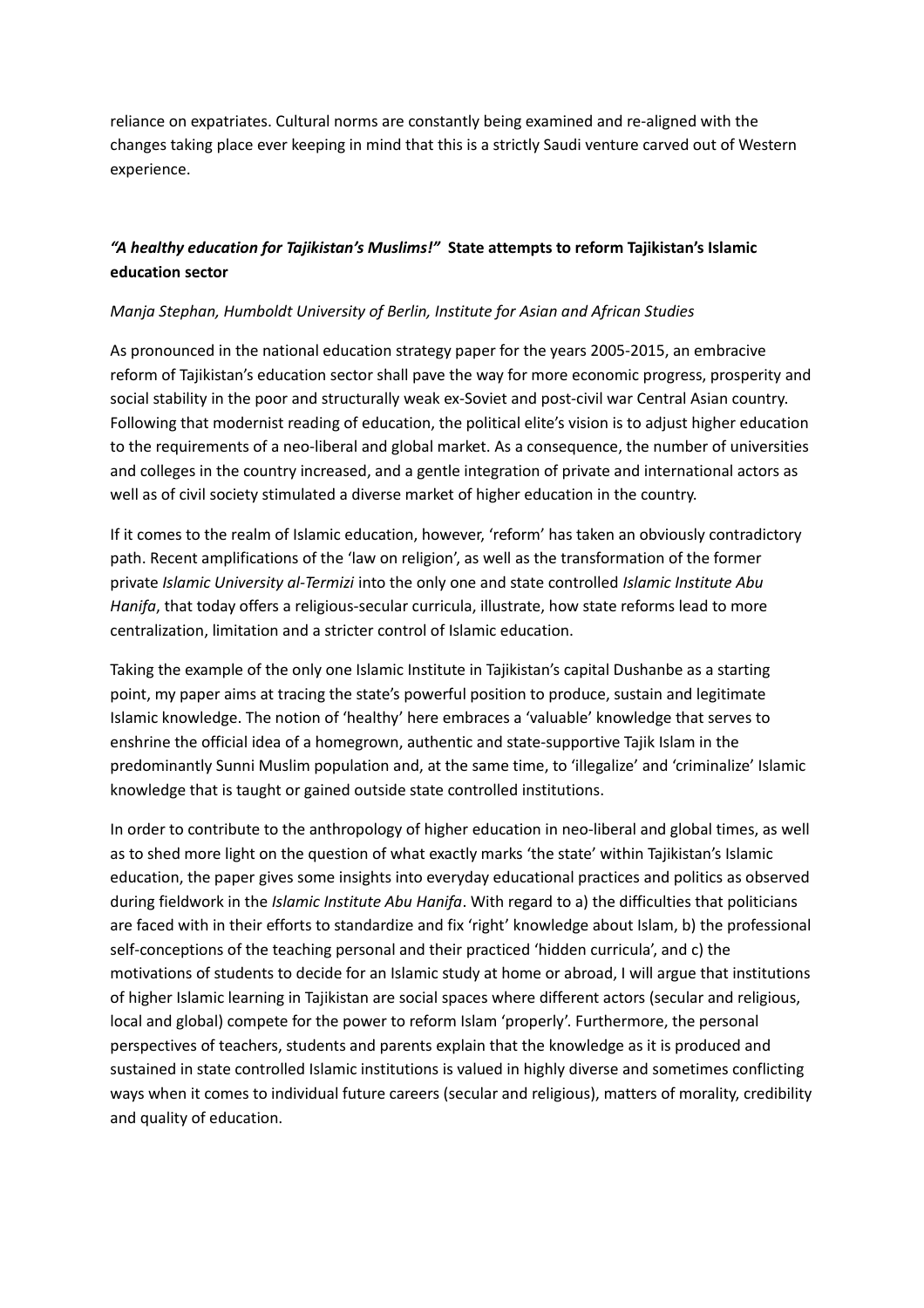reliance on expatriates. Cultural norms are constantly being examined and re-aligned with the changes taking place ever keeping in mind that this is a strictly Saudi venture carved out of Western experience.

### *"A healthy education for Tajikistan's Muslims!"* **State attempts to reform Tajikistan's Islamic education sector**

*Manja Stephan, Humboldt University of Berlin, Institute for Asian and African Studies*

As pronounced in the national education strategy paper for the years 2005-2015, an embracive reform of Tajikistan's education sector shall pave the way for more economic progress, prosperity and social stability in the poor and structurally weak ex-Soviet and post-civil war Central Asian country. Following that modernist reading of education, the political elite's vision is to adjust higher education to the requirements of a neo-liberal and global market. As a consequence, the number of universities and colleges in the country increased, and a gentle integration of private and international actors as well as of civil society stimulated a diverse market of higher education in the country.

If it comes to the realm of Islamic education, however, 'reform' has taken an obviously contradictory path. Recent amplifications of the 'law on religion', as well as the transformation of the former private *Islamic University al-Termizi* into the only one and state controlled *Islamic Institute Abu Hanifa*, that today offers a religious-secular curricula, illustrate, how state reforms lead to more centralization, limitation and a stricter control of Islamic education.

Taking the example of the only one Islamic Institute in Tajikistan's capital Dushanbe as a starting point, my paper aims at tracing the state's powerful position to produce, sustain and legitimate Islamic knowledge. The notion of 'healthy' here embraces a 'valuable' knowledge that serves to enshrine the official idea of a homegrown, authentic and state-supportive Tajik Islam in the predominantly Sunni Muslim population and, at the same time, to 'illegalize' and 'criminalize' Islamic knowledge that is taught or gained outside state controlled institutions.

In order to contribute to the anthropology of higher education in neo-liberal and global times, as well as to shed more light on the question of what exactly marks 'the state' within Tajikistan's Islamic education, the paper gives some insights into everyday educational practices and politics as observed during fieldwork in the *Islamic Institute Abu Hanifa*. With regard to a) the difficulties that politicians are faced with in their efforts to standardize and fix 'right' knowledge about Islam, b) the professional self-conceptions of the teaching personal and their practiced 'hidden curricula', and c) the motivations of students to decide for an Islamic study at home or abroad, I will argue that institutions of higher Islamic learning in Tajikistan are social spaces where different actors (secular and religious, local and global) compete for the power to reform Islam 'properly'. Furthermore, the personal perspectives of teachers, students and parents explain that the knowledge as it is produced and sustained in state controlled Islamic institutions is valued in highly diverse and sometimes conflicting ways when it comes to individual future careers (secular and religious), matters of morality, credibility and quality of education.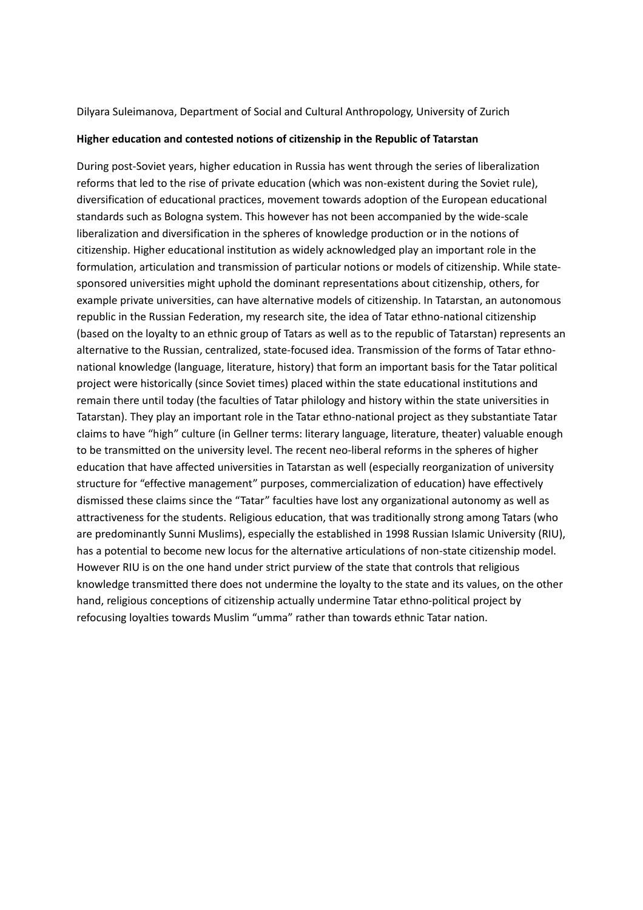Dilyara Suleimanova, Department of Social and Cultural Anthropology, University of Zurich

**Higher education and contested notions of citizenship in the Republic of Tatarstan**

During post-Soviet years, higher education in Russia has went through the series of liberalization reforms that led to the rise of private education (which was non-existent during the Soviet rule), diversification of educational practices, movement towards adoption of the European educational standards such as Bologna system. This however has not been accompanied by the wide-scale liberalization and diversification in the spheres of knowledge production or in the notions of citizenship. Higher educational institution as widely acknowledged play an important role in the formulation, articulation and transmission of particular notions or models of citizenship. While state-sponsored universities might uphold the dominant representations about citizenship, others, for example private universities, can have alternative models of citizenship. In Tatarstan, an autonomous republic in the Russian Federation, my research site, the idea of Tatar ethno-national citizenship (based on the loyalty to an ethnic group of Tatars as well as to the republic of Tatarstan) represents an alternative to the Russian, centralized, state-focused idea. Transmission of the forms of Tatar ethno-national knowledge (language, literature, history) that form an important basis for the Tatar political project were historically (since Soviet times) placed within the state educational institutions and remain there until today (the faculties of Tatar philology and history within the state universities in Tatarstan). They play an important role in the Tatar ethno-national project as they substantiate Tatar claims to have "high" culture (in Gellner terms: literary language, literature, theater) valuable enough to be transmitted on the university level. The recent neo-liberal reforms in the spheres of higher education that have affected universities in Tatarstan as well (especially reorganization of university structure for "effective management" purposes, commercialization of education) have effectively dismissed these claims since the "Tatar" faculties have lost any organizational autonomy as well as attractiveness for the students. Religious education, that was traditionally strong among Tatars (who are predominantly Sunni Muslims), especially the established in 1998 Russian Islamic University (RIU), has a potential to become new locus for the alternative articulations of non-state citizenship model. However RIU is on the one hand under strict purview of the state that controls that religious knowledge transmitted there does not undermine the loyalty to the state and its values, on the other hand, religious conceptions of citizenship actually undermine Tatar ethno-political project by refocusing loyalties towards Muslim "umma" rather than towards ethnic Tatar nation.